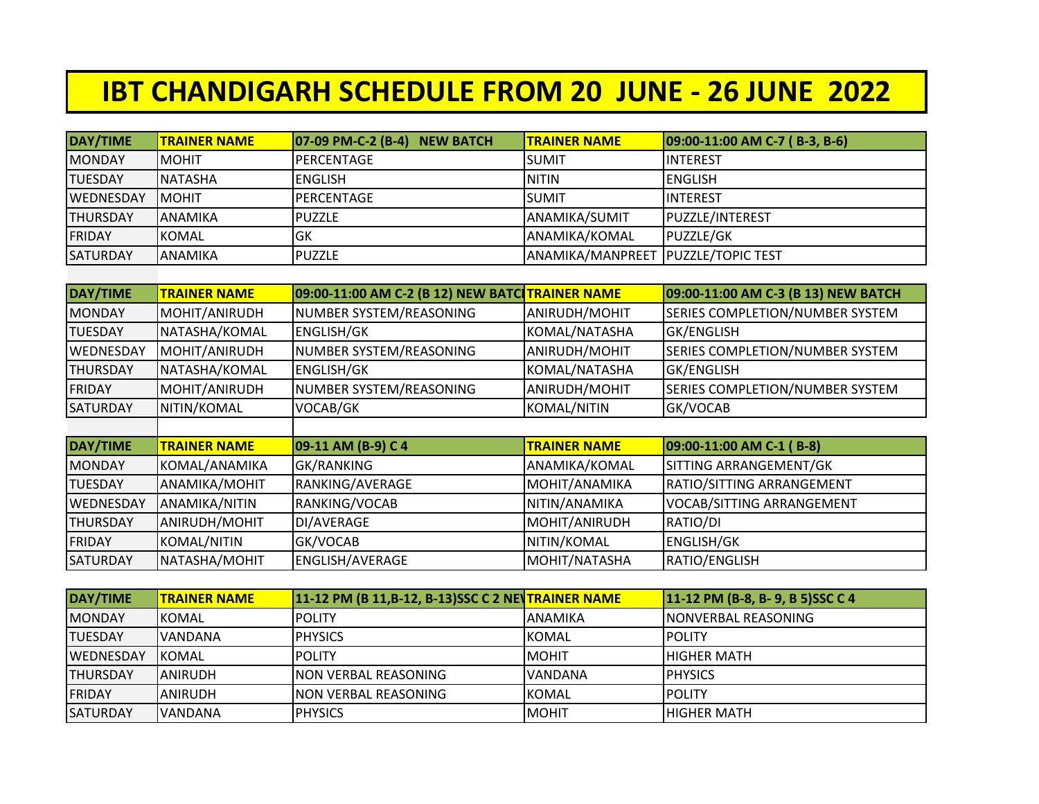# IBT CHANDIGARH SCHEDULE FROM 20 JUNE - 26 JUNE 2022

| DAY/TIME | TRAINER NAME | 07-09 PM-C-2 (B-4) NEW BATCH | TRAINER NAME | 09:00-11:00 AM C-7 ( B-3, B-6) |
|---|---|---|---|---|
| MONDAY | MOHIT | PERCENTAGE | SUMIT | INTEREST |
| TUESDAY | NATASHA | ENGLISH | NITIN | ENGLISH |
| WEDNESDAY | MOHIT | PERCENTAGE | SUMIT | INTEREST |
| THURSDAY | ANAMIKA | PUZZLE | ANAMIKA/SUMIT | PUZZLE/INTEREST |
| FRIDAY | KOMAL | GK | ANAMIKA/KOMAL | PUZZLE/GK |
| SATURDAY | ANAMIKA | PUZZLE | ANAMIKA/MANPREET | PUZZLE/TOPIC TEST |

| DAY/TIME | TRAINER NAME | 09:00-11:00 AM C-2 (B 12) NEW BATCH | TRAINER NAME | 09:00-11:00 AM C-3 (B 13) NEW BATCH |
|---|---|---|---|---|
| MONDAY | MOHIT/ANIRUDH | NUMBER SYSTEM/REASONING | ANIRUDH/MOHIT | SERIES COMPLETION/NUMBER SYSTEM |
| TUESDAY | NATASHA/KOMAL | ENGLISH/GK | KOMAL/NATASHA | GK/ENGLISH |
| WEDNESDAY | MOHIT/ANIRUDH | NUMBER SYSTEM/REASONING | ANIRUDH/MOHIT | SERIES COMPLETION/NUMBER SYSTEM |
| THURSDAY | NATASHA/KOMAL | ENGLISH/GK | KOMAL/NATASHA | GK/ENGLISH |
| FRIDAY | MOHIT/ANIRUDH | NUMBER SYSTEM/REASONING | ANIRUDH/MOHIT | SERIES COMPLETION/NUMBER SYSTEM |
| SATURDAY | NITIN/KOMAL | VOCAB/GK | KOMAL/NITIN | GK/VOCAB |

| DAY/TIME | TRAINER NAME | 09-11 AM (B-9) C 4 | TRAINER NAME | 09:00-11:00 AM C-1 ( B-8) |
|---|---|---|---|---|
| MONDAY | KOMAL/ANAMIKA | GK/RANKING | ANAMIKA/KOMAL | SITTING ARRANGEMENT/GK |
| TUESDAY | ANAMIKA/MOHIT | RANKING/AVERAGE | MOHIT/ANAMIKA | RATIO/SITTING ARRANGEMENT |
| WEDNESDAY | ANAMIKA/NITIN | RANKING/VOCAB | NITIN/ANAMIKA | VOCAB/SITTING ARRANGEMENT |
| THURSDAY | ANIRUDH/MOHIT | DI/AVERAGE | MOHIT/ANIRUDH | RATIO/DI |
| FRIDAY | KOMAL/NITIN | GK/VOCAB | NITIN/KOMAL | ENGLISH/GK |
| SATURDAY | NATASHA/MOHIT | ENGLISH/AVERAGE | MOHIT/NATASHA | RATIO/ENGLISH |

| DAY/TIME | TRAINER NAME | 11-12 PM (B 11,B-12, B-13)SSC C 2 NEW | TRAINER NAME | 11-12 PM (B-8, B- 9, B 5)SSC C 4 |
|---|---|---|---|---|
| MONDAY | KOMAL | POLITY | ANAMIKA | NONVERBAL REASONING |
| TUESDAY | VANDANA | PHYSICS | KOMAL | POLITY |
| WEDNESDAY | KOMAL | POLITY | MOHIT | HIGHER MATH |
| THURSDAY | ANIRUDH | NON VERBAL REASONING | VANDANA | PHYSICS |
| FRIDAY | ANIRUDH | NON VERBAL REASONING | KOMAL | POLITY |
| SATURDAY | VANDANA | PHYSICS | MOHIT | HIGHER MATH |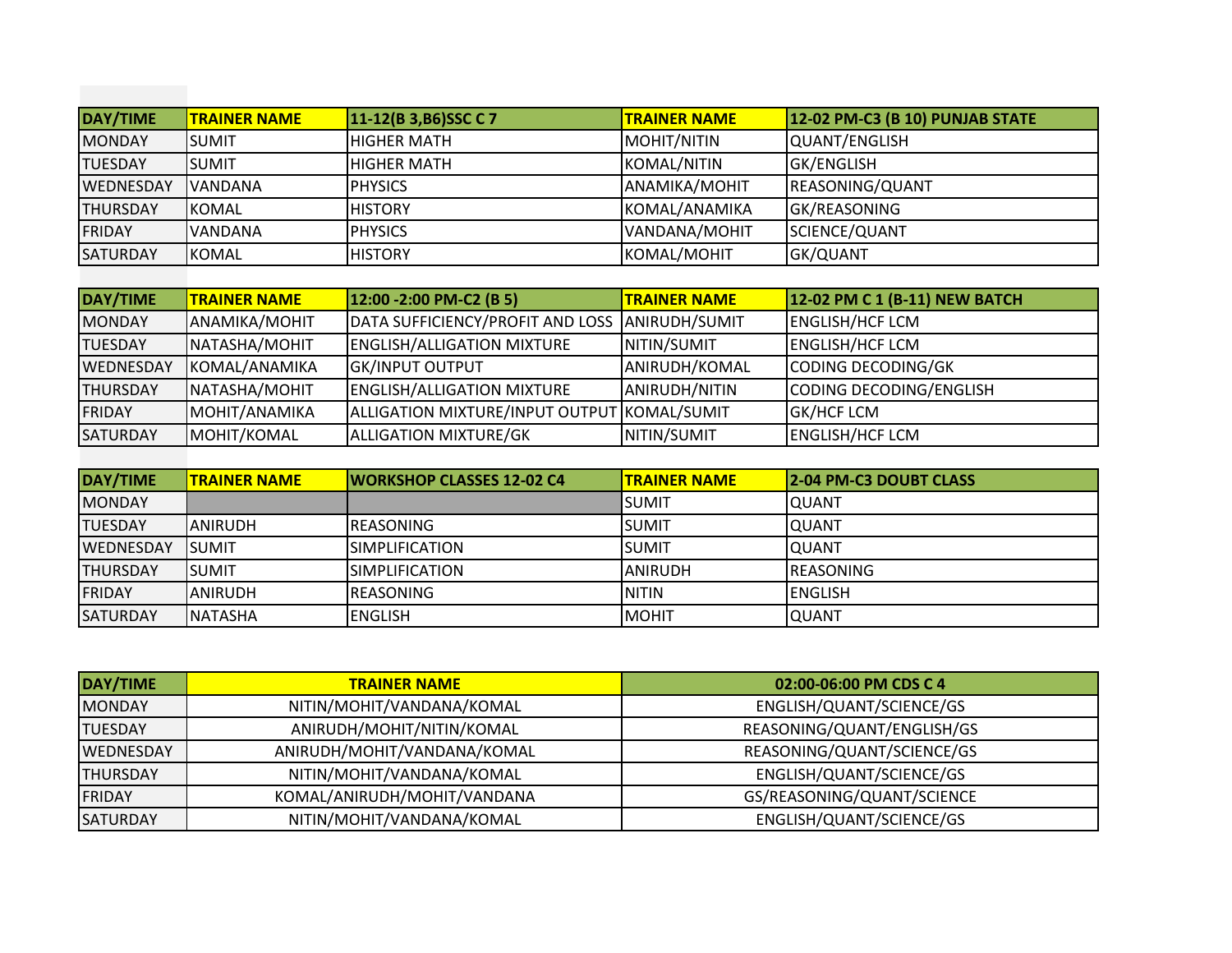| DAY/TIME | TRAINER NAME | 11-12(B 3,B6)SSC C 7 | TRAINER NAME | 12-02 PM-C3 (B 10) PUNJAB STATE |
| --- | --- | --- | --- | --- |
| MONDAY | SUMIT | HIGHER MATH | MOHIT/NITIN | QUANT/ENGLISH |
| TUESDAY | SUMIT | HIGHER MATH | KOMAL/NITIN | GK/ENGLISH |
| WEDNESDAY | VANDANA | PHYSICS | ANAMIKA/MOHIT | REASONING/QUANT |
| THURSDAY | KOMAL | HISTORY | KOMAL/ANAMIKA | GK/REASONING |
| FRIDAY | VANDANA | PHYSICS | VANDANA/MOHIT | SCIENCE/QUANT |
| SATURDAY | KOMAL | HISTORY | KOMAL/MOHIT | GK/QUANT |

| DAY/TIME | TRAINER NAME | 12:00 -2:00 PM-C2 (B 5) | TRAINER NAME | 12-02 PM C 1 (B-11) NEW BATCH |
| --- | --- | --- | --- | --- |
| MONDAY | ANAMIKA/MOHIT | DATA SUFFICIENCY/PROFIT AND LOSS | ANIRUDH/SUMIT | ENGLISH/HCF LCM |
| TUESDAY | NATASHA/MOHIT | ENGLISH/ALLIGATION MIXTURE | NITIN/SUMIT | ENGLISH/HCF LCM |
| WEDNESDAY | KOMAL/ANAMIKA | GK/INPUT OUTPUT | ANIRUDH/KOMAL | CODING DECODING/GK |
| THURSDAY | NATASHA/MOHIT | ENGLISH/ALLIGATION MIXTURE | ANIRUDH/NITIN | CODING DECODING/ENGLISH |
| FRIDAY | MOHIT/ANAMIKA | ALLIGATION MIXTURE/INPUT OUTPUT | KOMAL/SUMIT | GK/HCF LCM |
| SATURDAY | MOHIT/KOMAL | ALLIGATION MIXTURE/GK | NITIN/SUMIT | ENGLISH/HCF LCM |

| DAY/TIME | TRAINER NAME | WORKSHOP CLASSES 12-02 C4 | TRAINER NAME | 2-04 PM-C3 DOUBT CLASS |
| --- | --- | --- | --- | --- |
| MONDAY | | | SUMIT | QUANT |
| TUESDAY | ANIRUDH | REASONING | SUMIT | QUANT |
| WEDNESDAY | SUMIT | SIMPLIFICATION | SUMIT | QUANT |
| THURSDAY | SUMIT | SIMPLIFICATION | ANIRUDH | REASONING |
| FRIDAY | ANIRUDH | REASONING | NITIN | ENGLISH |
| SATURDAY | NATASHA | ENGLISH | MOHIT | QUANT |

| DAY/TIME | TRAINER NAME | 02:00-06:00 PM CDS C 4 |
| --- | --- | --- |
| MONDAY | NITIN/MOHIT/VANDANA/KOMAL | ENGLISH/QUANT/SCIENCE/GS |
| TUESDAY | ANIRUDH/MOHIT/NITIN/KOMAL | REASONING/QUANT/ENGLISH/GS |
| WEDNESDAY | ANIRUDH/MOHIT/VANDANA/KOMAL | REASONING/QUANT/SCIENCE/GS |
| THURSDAY | NITIN/MOHIT/VANDANA/KOMAL | ENGLISH/QUANT/SCIENCE/GS |
| FRIDAY | KOMAL/ANIRUDH/MOHIT/VANDANA | GS/REASONING/QUANT/SCIENCE |
| SATURDAY | NITIN/MOHIT/VANDANA/KOMAL | ENGLISH/QUANT/SCIENCE/GS |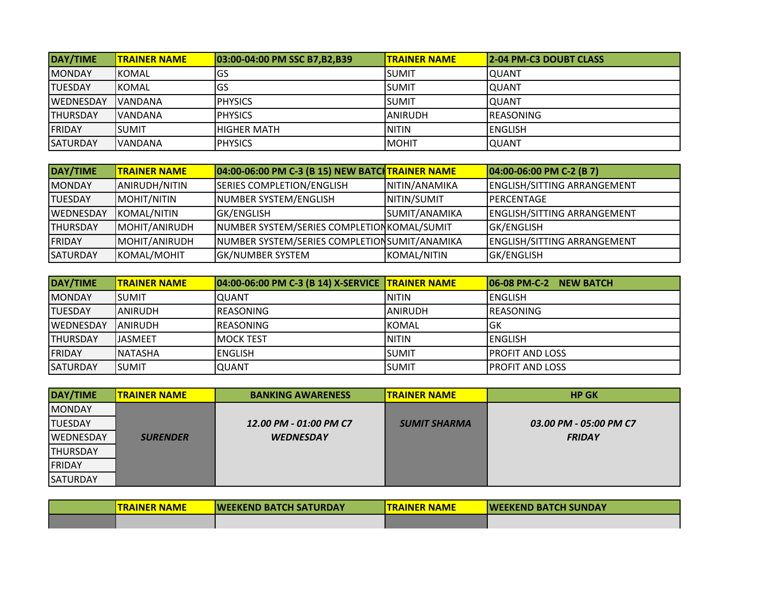| DAY/TIME | TRAINER NAME | 03:00-04:00 PM SSC B7,B2,B39 | TRAINER NAME | 2-04 PM-C3 DOUBT CLASS |
|---|---|---|---|---|
| MONDAY | KOMAL | GS | SUMIT | QUANT |
| TUESDAY | KOMAL | GS | SUMIT | QUANT |
| WEDNESDAY | VANDANA | PHYSICS | SUMIT | QUANT |
| THURSDAY | VANDANA | PHYSICS | ANIRUDH | REASONING |
| FRIDAY | SUMIT | HIGHER MATH | NITIN | ENGLISH |
| SATURDAY | VANDANA | PHYSICS | MOHIT | QUANT |

| DAY/TIME | TRAINER NAME | 04:00-06:00 PM C-3 (B 15) NEW BATCH | TRAINER NAME | 04:00-06:00 PM C-2 (B 7) |
|---|---|---|---|---|
| MONDAY | ANIRUDH/NITIN | SERIES COMPLETION/ENGLISH | NITIN/ANAMIKA | ENGLISH/SITTING ARRANGEMENT |
| TUESDAY | MOHIT/NITIN | NUMBER SYSTEM/ENGLISH | NITIN/SUMIT | PERCENTAGE |
| WEDNESDAY | KOMAL/NITIN | GK/ENGLISH | SUMIT/ANAMIKA | ENGLISH/SITTING ARRANGEMENT |
| THURSDAY | MOHIT/ANIRUDH | NUMBER SYSTEM/SERIES COMPLETION | KOMAL/SUMIT | GK/ENGLISH |
| FRIDAY | MOHIT/ANIRUDH | NUMBER SYSTEM/SERIES COMPLETION | SUMIT/ANAMIKA | ENGLISH/SITTING ARRANGEMENT |
| SATURDAY | KOMAL/MOHIT | GK/NUMBER SYSTEM | KOMAL/NITIN | GK/ENGLISH |

| DAY/TIME | TRAINER NAME | 04:00-06:00 PM C-3 (B 14) X-SERVICE | TRAINER NAME | 06-08 PM-C-2 NEW BATCH |
|---|---|---|---|---|
| MONDAY | SUMIT | QUANT | NITIN | ENGLISH |
| TUESDAY | ANIRUDH | REASONING | ANIRUDH | REASONING |
| WEDNESDAY | ANIRUDH | REASONING | KOMAL | GK |
| THURSDAY | JASMEET | MOCK TEST | NITIN | ENGLISH |
| FRIDAY | NATASHA | ENGLISH | SUMIT | PROFIT AND LOSS |
| SATURDAY | SUMIT | QUANT | SUMIT | PROFIT AND LOSS |

| DAY/TIME | TRAINER NAME | BANKING AWARENESS | TRAINER NAME | HP GK |
|---|---|---|---|---|
| MONDAY | ***SURENDER*** | ***12.00 PM - 01:00 PM C7 WEDNESDAY*** | ***SUMIT SHARMA*** | ***03.00 PM - 05:00 PM C7 FRIDAY*** |
| TUESDAY | | | | |
| WEDNESDAY | | | | |
| THURSDAY | | | | |
| FRIDAY | | | | |
| SATURDAY | | | | |

| | TRAINER NAME | WEEKEND BATCH SATURDAY | TRAINER NAME | WEEKEND BATCH SUNDAY |
|---|---|---|---|---|
| | | | | |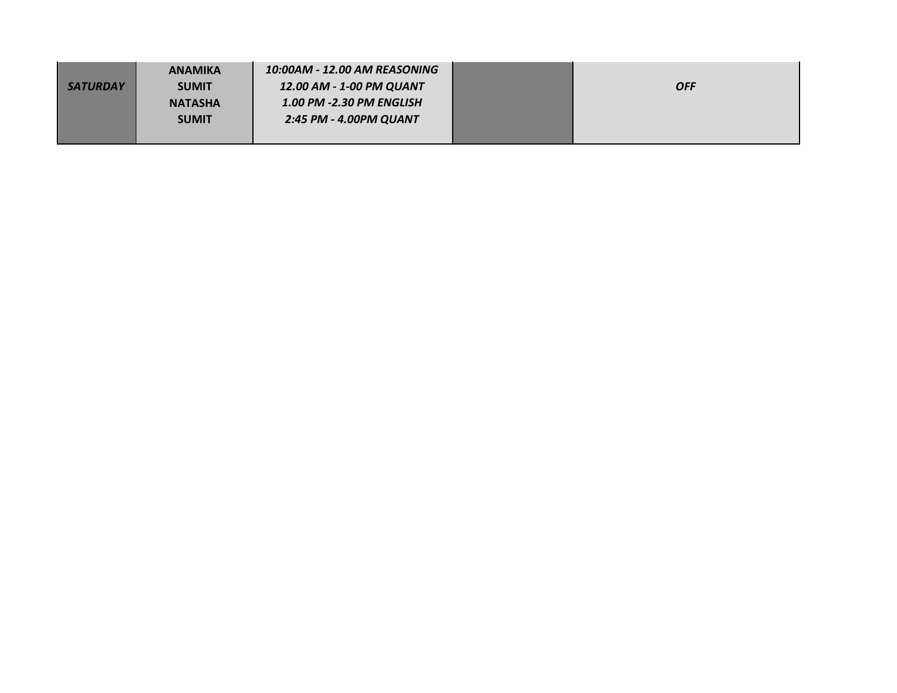| | | | | |
|---|---|---|---|---|
| ***SATURDAY*** | **ANAMIKA**<br>**SUMIT**<br>**NATASHA**<br>**SUMIT** | ***10:00AM - 12.00 AM REASONING***<br>***12.00 AM - 1-00 PM QUANT***<br>***1.00 PM -2.30 PM ENGLISH***<br>***2:45 PM - 4.00PM QUANT*** | | ***OFF*** |